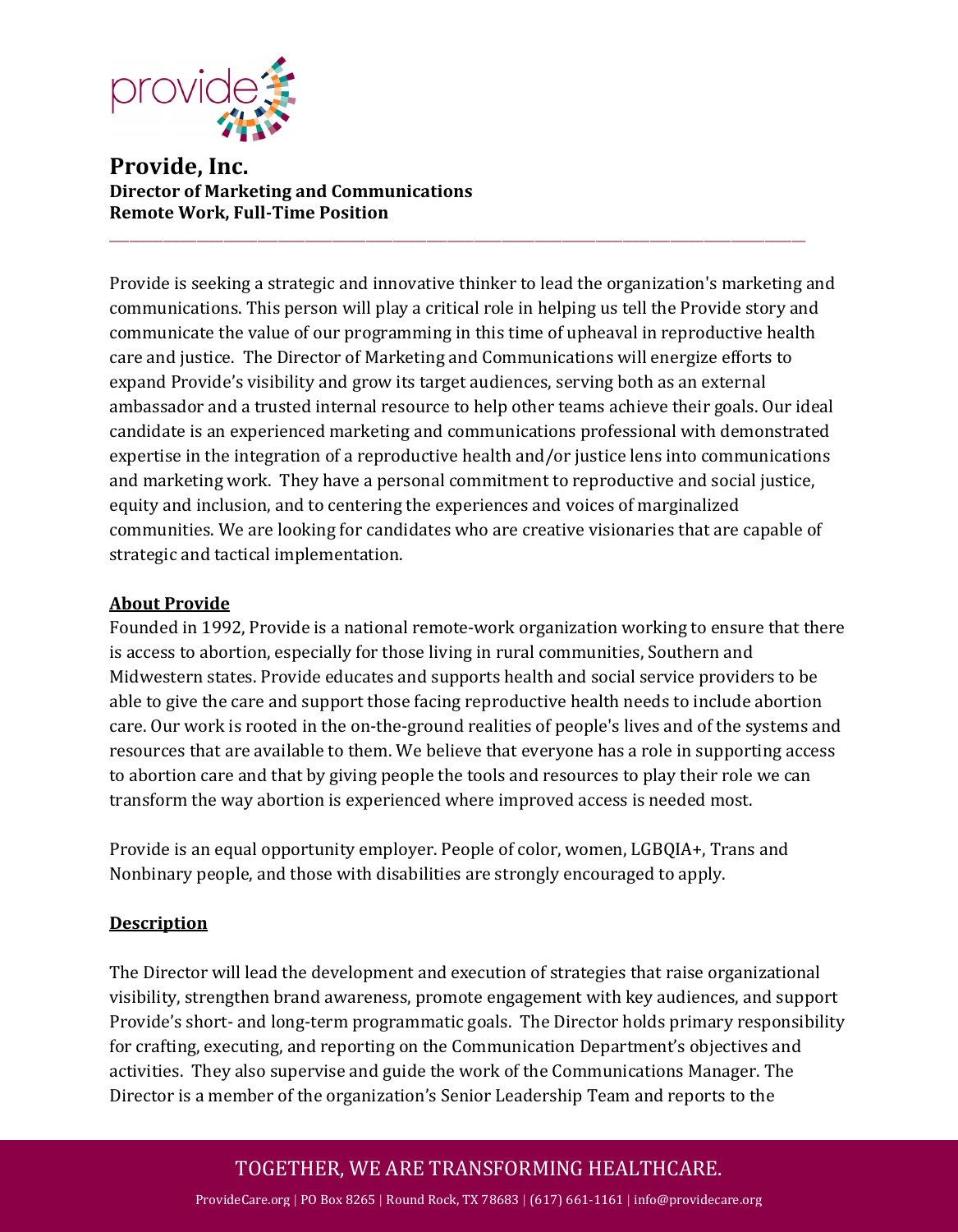# Provide, Inc.

**Director of Marketing and Communications**
**Remote Work, Full-Time Position**

---

Provide is seeking a strategic and innovative thinker to lead the organization's marketing and communications. This person will play a critical role in helping us tell the Provide story and communicate the value of our programming in this time of upheaval in reproductive health care and justice. The Director of Marketing and Communications will energize efforts to expand Provide's visibility and grow its target audiences, serving both as an external ambassador and a trusted internal resource to help other teams achieve their goals. Our ideal candidate is an experienced marketing and communications professional with demonstrated expertise in the integration of a reproductive health and/or justice lens into communications and marketing work. They have a personal commitment to reproductive and social justice, equity and inclusion, and to centering the experiences and voices of marginalized communities. We are looking for candidates who are creative visionaries that are capable of strategic and tactical implementation.

## About Provide

Founded in 1992, Provide is a national remote-work organization working to ensure that there is access to abortion, especially for those living in rural communities, Southern and Midwestern states. Provide educates and supports health and social service providers to be able to give the care and support those facing reproductive health needs to include abortion care. Our work is rooted in the on-the-ground realities of people's lives and of the systems and resources that are available to them. We believe that everyone has a role in supporting access to abortion care and that by giving people the tools and resources to play their role we can transform the way abortion is experienced where improved access is needed most.

Provide is an equal opportunity employer. People of color, women, LGBQIA+, Trans and Nonbinary people, and those with disabilities are strongly encouraged to apply.

## Description

The Director will lead the development and execution of strategies that raise organizational visibility, strengthen brand awareness, promote engagement with key audiences, and support Provide's short- and long-term programmatic goals. The Director holds primary responsibility for crafting, executing, and reporting on the Communication Department's objectives and activities. They also supervise and guide the work of the Communications Manager. The Director is a member of the organization's Senior Leadership Team and reports to the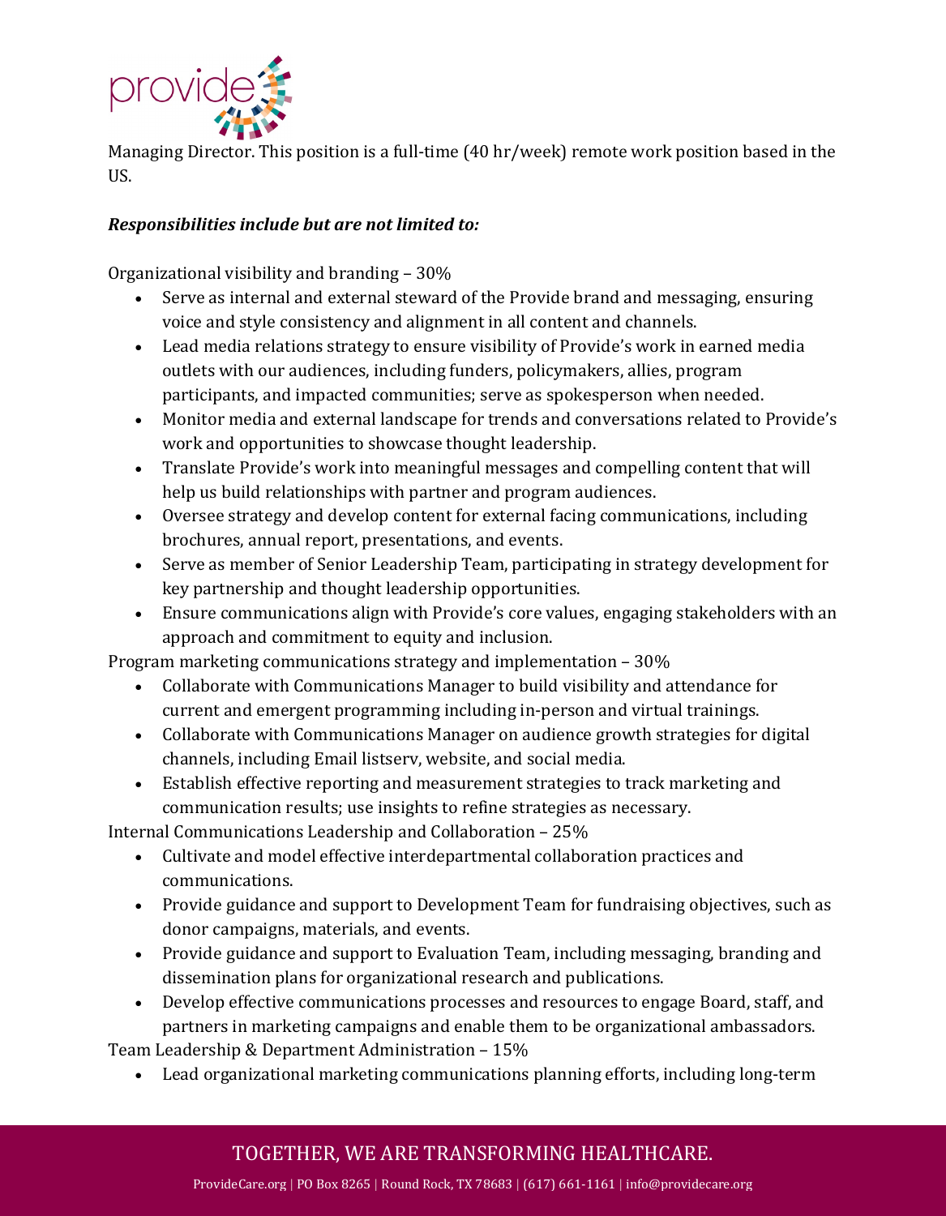Managing Director. This position is a full-time (40 hr/week) remote work position based in the US.

***Responsibilities include but are not limited to:***

Organizational visibility and branding – 30%

- Serve as internal and external steward of the Provide brand and messaging, ensuring voice and style consistency and alignment in all content and channels.
- Lead media relations strategy to ensure visibility of Provide's work in earned media outlets with our audiences, including funders, policymakers, allies, program participants, and impacted communities; serve as spokesperson when needed.
- Monitor media and external landscape for trends and conversations related to Provide's work and opportunities to showcase thought leadership.
- Translate Provide's work into meaningful messages and compelling content that will help us build relationships with partner and program audiences.
- Oversee strategy and develop content for external facing communications, including brochures, annual report, presentations, and events.
- Serve as member of Senior Leadership Team, participating in strategy development for key partnership and thought leadership opportunities.
- Ensure communications align with Provide's core values, engaging stakeholders with an approach and commitment to equity and inclusion.

Program marketing communications strategy and implementation – 30%

- Collaborate with Communications Manager to build visibility and attendance for current and emergent programming including in-person and virtual trainings.
- Collaborate with Communications Manager on audience growth strategies for digital channels, including Email listserv, website, and social media.
- Establish effective reporting and measurement strategies to track marketing and communication results; use insights to refine strategies as necessary.

Internal Communications Leadership and Collaboration – 25%

- Cultivate and model effective interdepartmental collaboration practices and communications.
- Provide guidance and support to Development Team for fundraising objectives, such as donor campaigns, materials, and events.
- Provide guidance and support to Evaluation Team, including messaging, branding and dissemination plans for organizational research and publications.
- Develop effective communications processes and resources to engage Board, staff, and partners in marketing campaigns and enable them to be organizational ambassadors.

Team Leadership & Department Administration – 15%

- Lead organizational marketing communications planning efforts, including long-term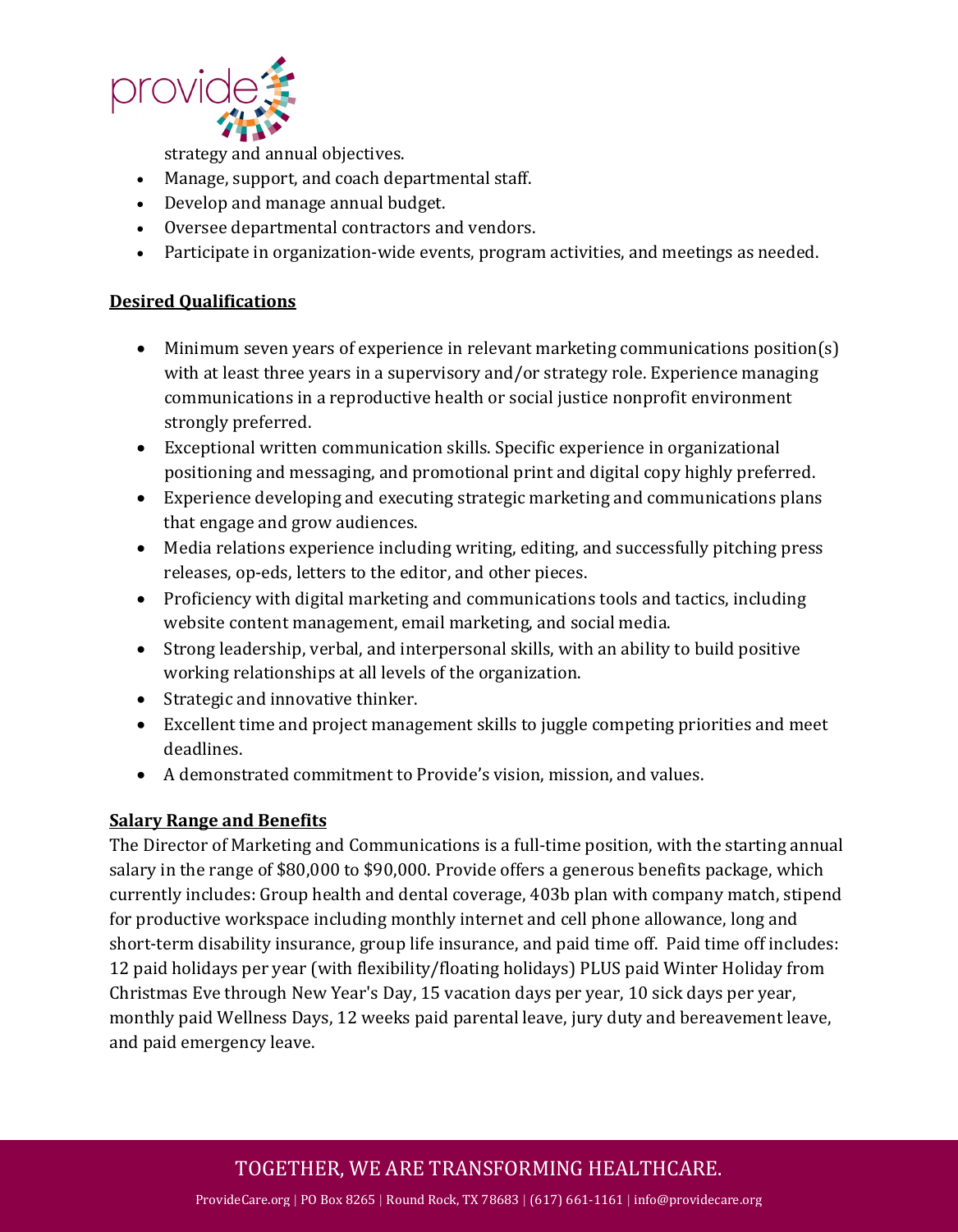strategy and annual objectives.

- Manage, support, and coach departmental staff.
- Develop and manage annual budget.
- Oversee departmental contractors and vendors.
- Participate in organization-wide events, program activities, and meetings as needed.

## Desired Qualifications

- Minimum seven years of experience in relevant marketing communications position(s) with at least three years in a supervisory and/or strategy role. Experience managing communications in a reproductive health or social justice nonprofit environment strongly preferred.
- Exceptional written communication skills. Specific experience in organizational positioning and messaging, and promotional print and digital copy highly preferred.
- Experience developing and executing strategic marketing and communications plans that engage and grow audiences.
- Media relations experience including writing, editing, and successfully pitching press releases, op-eds, letters to the editor, and other pieces.
- Proficiency with digital marketing and communications tools and tactics, including website content management, email marketing, and social media.
- Strong leadership, verbal, and interpersonal skills, with an ability to build positive working relationships at all levels of the organization.
- Strategic and innovative thinker.
- Excellent time and project management skills to juggle competing priorities and meet deadlines.
- A demonstrated commitment to Provide's vision, mission, and values.

## Salary Range and Benefits

The Director of Marketing and Communications is a full-time position, with the starting annual salary in the range of $80,000 to $90,000. Provide offers a generous benefits package, which currently includes: Group health and dental coverage, 403b plan with company match, stipend for productive workspace including monthly internet and cell phone allowance, long and short-term disability insurance, group life insurance, and paid time off. Paid time off includes: 12 paid holidays per year (with flexibility/floating holidays) PLUS paid Winter Holiday from Christmas Eve through New Year's Day, 15 vacation days per year, 10 sick days per year, monthly paid Wellness Days, 12 weeks paid parental leave, jury duty and bereavement leave, and paid emergency leave.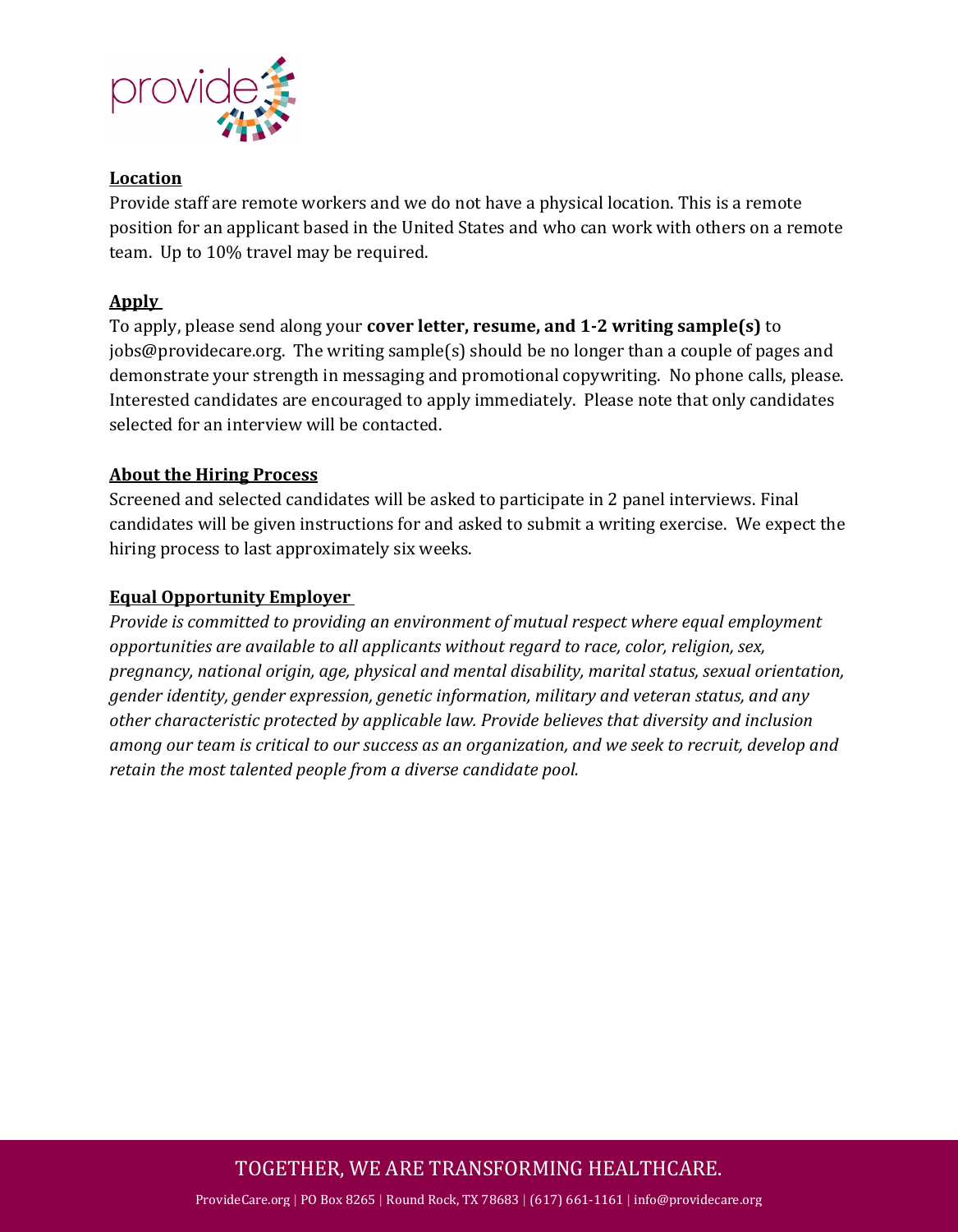## Location

Provide staff are remote workers and we do not have a physical location. This is a remote position for an applicant based in the United States and who can work with others on a remote team. Up to 10% travel may be required.

## Apply

To apply, please send along your **cover letter, resume, and 1-2 writing sample(s)** to jobs@providecare.org. The writing sample(s) should be no longer than a couple of pages and demonstrate your strength in messaging and promotional copywriting. No phone calls, please. Interested candidates are encouraged to apply immediately. Please note that only candidates selected for an interview will be contacted.

## About the Hiring Process

Screened and selected candidates will be asked to participate in 2 panel interviews. Final candidates will be given instructions for and asked to submit a writing exercise. We expect the hiring process to last approximately six weeks.

## Equal Opportunity Employer

*Provide is committed to providing an environment of mutual respect where equal employment opportunities are available to all applicants without regard to race, color, religion, sex, pregnancy, national origin, age, physical and mental disability, marital status, sexual orientation, gender identity, gender expression, genetic information, military and veteran status, and any other characteristic protected by applicable law. Provide believes that diversity and inclusion among our team is critical to our success as an organization, and we seek to recruit, develop and retain the most talented people from a diverse candidate pool.*